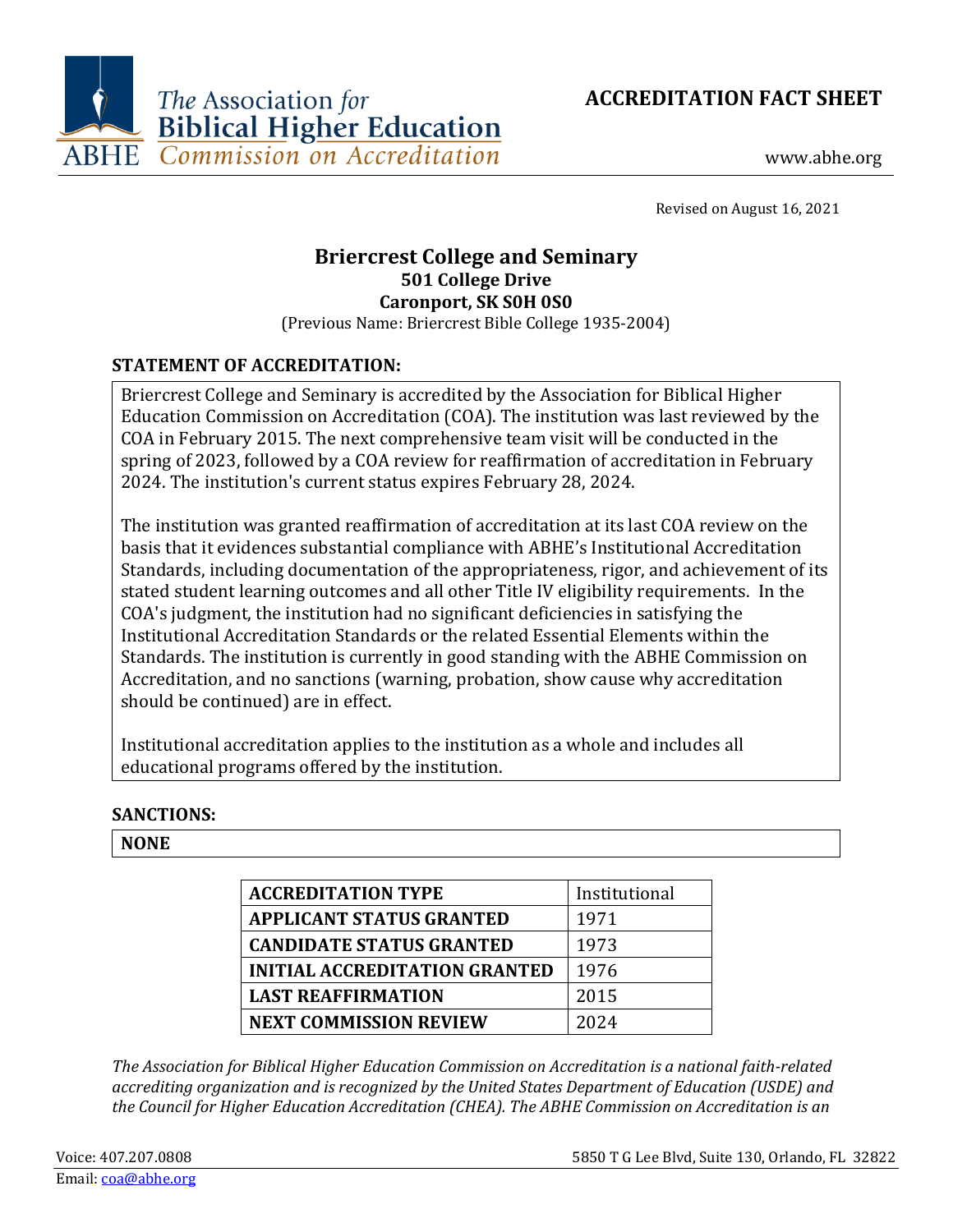The Association for Biblical Higher Education
ABHE Commission on Accreditation

# ACCREDITATION FACT SHEET

www.abhe.org

Revised on August 16, 2021

## Briercrest College and Seminary

**501 College Drive**
**Caronport, SK S0H 0S0**
(Previous Name: Briercrest Bible College 1935-2004)

### STATEMENT OF ACCREDITATION:

Briercrest College and Seminary is accredited by the Association for Biblical Higher Education Commission on Accreditation (COA). The institution was last reviewed by the COA in February 2015. The next comprehensive team visit will be conducted in the spring of 2023, followed by a COA review for reaffirmation of accreditation in February 2024. The institution's current status expires February 28, 2024.

The institution was granted reaffirmation of accreditation at its last COA review on the basis that it evidences substantial compliance with ABHE's Institutional Accreditation Standards, including documentation of the appropriateness, rigor, and achievement of its stated student learning outcomes and all other Title IV eligibility requirements. In the COA's judgment, the institution had no significant deficiencies in satisfying the Institutional Accreditation Standards or the related Essential Elements within the Standards. The institution is currently in good standing with the ABHE Commission on Accreditation, and no sanctions (warning, probation, show cause why accreditation should be continued) are in effect.

Institutional accreditation applies to the institution as a whole and includes all educational programs offered by the institution.

### SANCTIONS:

**NONE**

| | |
|---|---|
| **ACCREDITATION TYPE** | Institutional |
| **APPLICANT STATUS GRANTED** | 1971 |
| **CANDIDATE STATUS GRANTED** | 1973 |
| **INITIAL ACCREDITATION GRANTED** | 1976 |
| **LAST REAFFIRMATION** | 2015 |
| **NEXT COMMISSION REVIEW** | 2024 |

*The Association for Biblical Higher Education Commission on Accreditation is a national faith-related accrediting organization and is recognized by the United States Department of Education (USDE) and the Council for Higher Education Accreditation (CHEA). The ABHE Commission on Accreditation is an*

Voice: 407.207.0808
Email: coa@abhe.org
5850 T G Lee Blvd, Suite 130, Orlando, FL 32822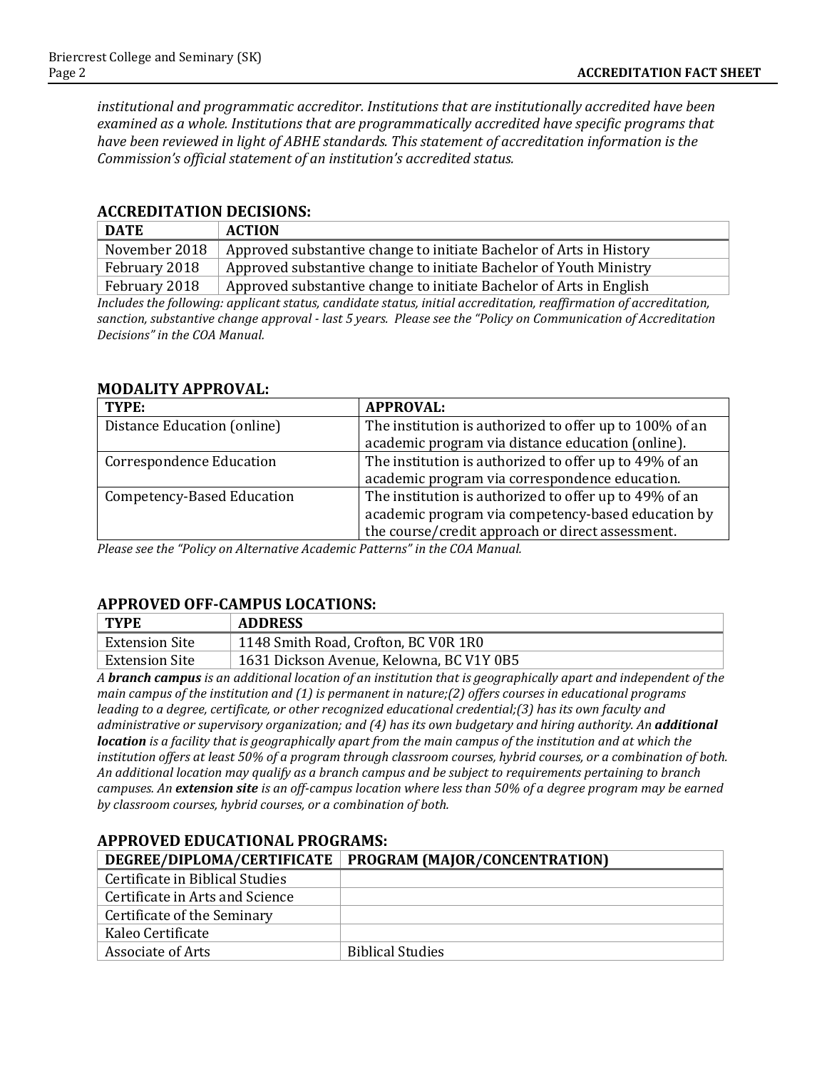*institutional and programmatic accreditor. Institutions that are institutionally accredited have been examined as a whole. Institutions that are programmatically accredited have specific programs that have been reviewed in light of ABHE standards. This statement of accreditation information is the Commission's official statement of an institution's accredited status.*

## ACCREDITATION DECISIONS:

| DATE | ACTION |
|---|---|
| November 2018 | Approved substantive change to initiate Bachelor of Arts in History |
| February 2018 | Approved substantive change to initiate Bachelor of Youth Ministry |
| February 2018 | Approved substantive change to initiate Bachelor of Arts in English |

*Includes the following: applicant status, candidate status, initial accreditation, reaffirmation of accreditation, sanction, substantive change approval - last 5 years. Please see the "Policy on Communication of Accreditation Decisions" in the COA Manual.*

## MODALITY APPROVAL:

| TYPE: | APPROVAL: |
|---|---|
| Distance Education (online) | The institution is authorized to offer up to 100% of an academic program via distance education (online). |
| Correspondence Education | The institution is authorized to offer up to 49% of an academic program via correspondence education. |
| Competency-Based Education | The institution is authorized to offer up to 49% of an academic program via competency-based education by the course/credit approach or direct assessment. |

*Please see the "Policy on Alternative Academic Patterns" in the COA Manual.*

## APPROVED OFF-CAMPUS LOCATIONS:

| TYPE | ADDRESS |
|---|---|
| Extension Site | 1148 Smith Road, Crofton, BC V0R 1R0 |
| Extension Site | 1631 Dickson Avenue, Kelowna, BC V1Y 0B5 |

*A **branch campus** is an additional location of an institution that is geographically apart and independent of the main campus of the institution and (1) is permanent in nature;(2) offers courses in educational programs leading to a degree, certificate, or other recognized educational credential;(3) has its own faculty and administrative or supervisory organization; and (4) has its own budgetary and hiring authority. An **additional location** is a facility that is geographically apart from the main campus of the institution and at which the institution offers at least 50% of a program through classroom courses, hybrid courses, or a combination of both. An additional location may qualify as a branch campus and be subject to requirements pertaining to branch campuses. An **extension site** is an off-campus location where less than 50% of a degree program may be earned by classroom courses, hybrid courses, or a combination of both.*

## APPROVED EDUCATIONAL PROGRAMS:

| DEGREE/DIPLOMA/CERTIFICATE | PROGRAM (MAJOR/CONCENTRATION) |
|---|---|
| Certificate in Biblical Studies | |
| Certificate in Arts and Science | |
| Certificate of the Seminary | |
| Kaleo Certificate | |
| Associate of Arts | Biblical Studies |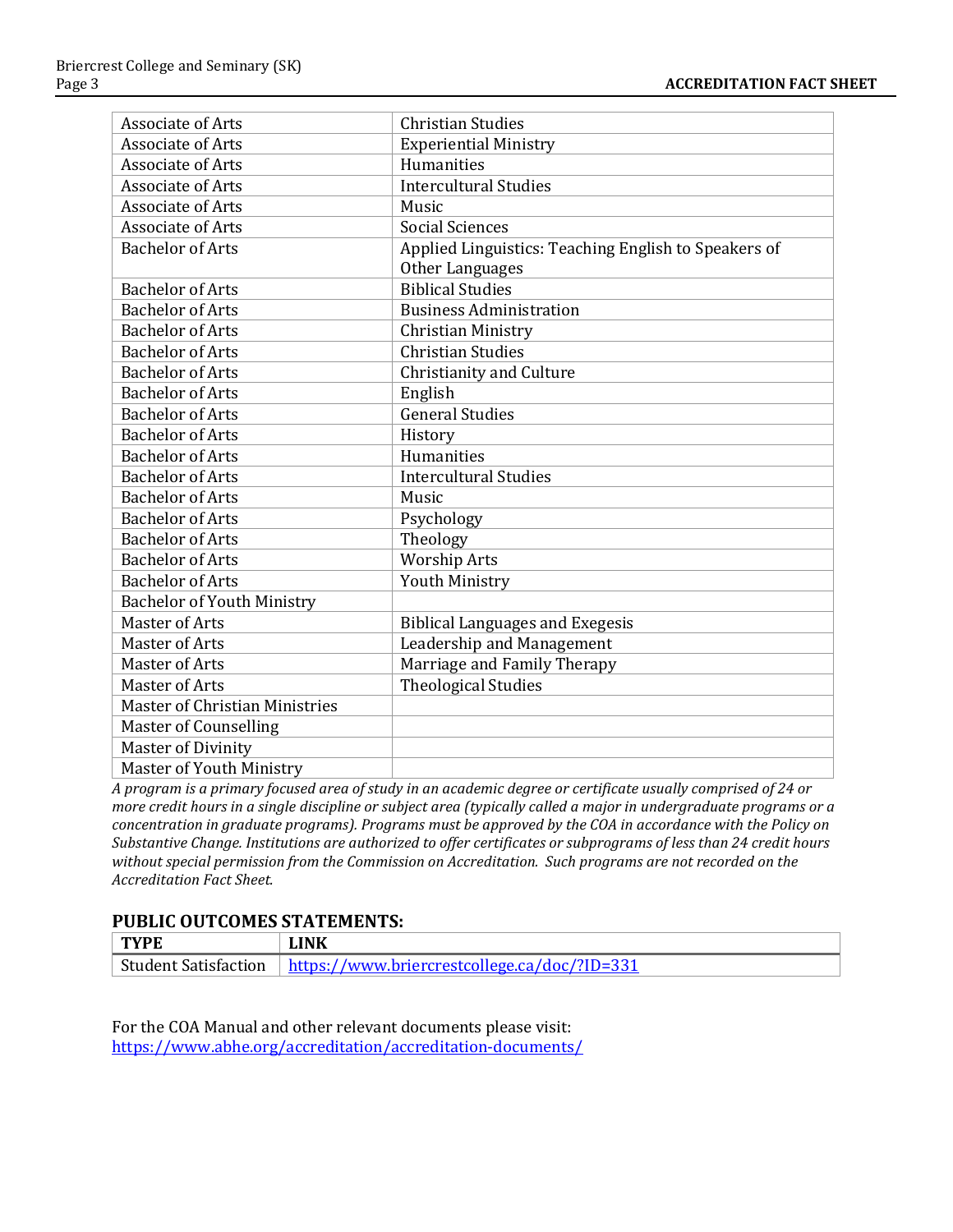| | |
|---|---|
| Associate of Arts | Christian Studies |
| Associate of Arts | Experiential Ministry |
| Associate of Arts | Humanities |
| Associate of Arts | Intercultural Studies |
| Associate of Arts | Music |
| Associate of Arts | Social Sciences |
| Bachelor of Arts | Applied Linguistics: Teaching English to Speakers of Other Languages |
| Bachelor of Arts | Biblical Studies |
| Bachelor of Arts | Business Administration |
| Bachelor of Arts | Christian Ministry |
| Bachelor of Arts | Christian Studies |
| Bachelor of Arts | Christianity and Culture |
| Bachelor of Arts | English |
| Bachelor of Arts | General Studies |
| Bachelor of Arts | History |
| Bachelor of Arts | Humanities |
| Bachelor of Arts | Intercultural Studies |
| Bachelor of Arts | Music |
| Bachelor of Arts | Psychology |
| Bachelor of Arts | Theology |
| Bachelor of Arts | Worship Arts |
| Bachelor of Arts | Youth Ministry |
| Bachelor of Youth Ministry | |
| Master of Arts | Biblical Languages and Exegesis |
| Master of Arts | Leadership and Management |
| Master of Arts | Marriage and Family Therapy |
| Master of Arts | Theological Studies |
| Master of Christian Ministries | |
| Master of Counselling | |
| Master of Divinity | |
| Master of Youth Ministry | |

*A program is a primary focused area of study in an academic degree or certificate usually comprised of 24 or more credit hours in a single discipline or subject area (typically called a major in undergraduate programs or a concentration in graduate programs). Programs must be approved by the COA in accordance with the Policy on Substantive Change. Institutions are authorized to offer certificates or subprograms of less than 24 credit hours without special permission from the Commission on Accreditation. Such programs are not recorded on the Accreditation Fact Sheet.*

## PUBLIC OUTCOMES STATEMENTS:

| TYPE | LINK |
|---|---|
| Student Satisfaction | https://www.briercrestcollege.ca/doc/?ID=331 |

For the COA Manual and other relevant documents please visit:
https://www.abhe.org/accreditation/accreditation-documents/